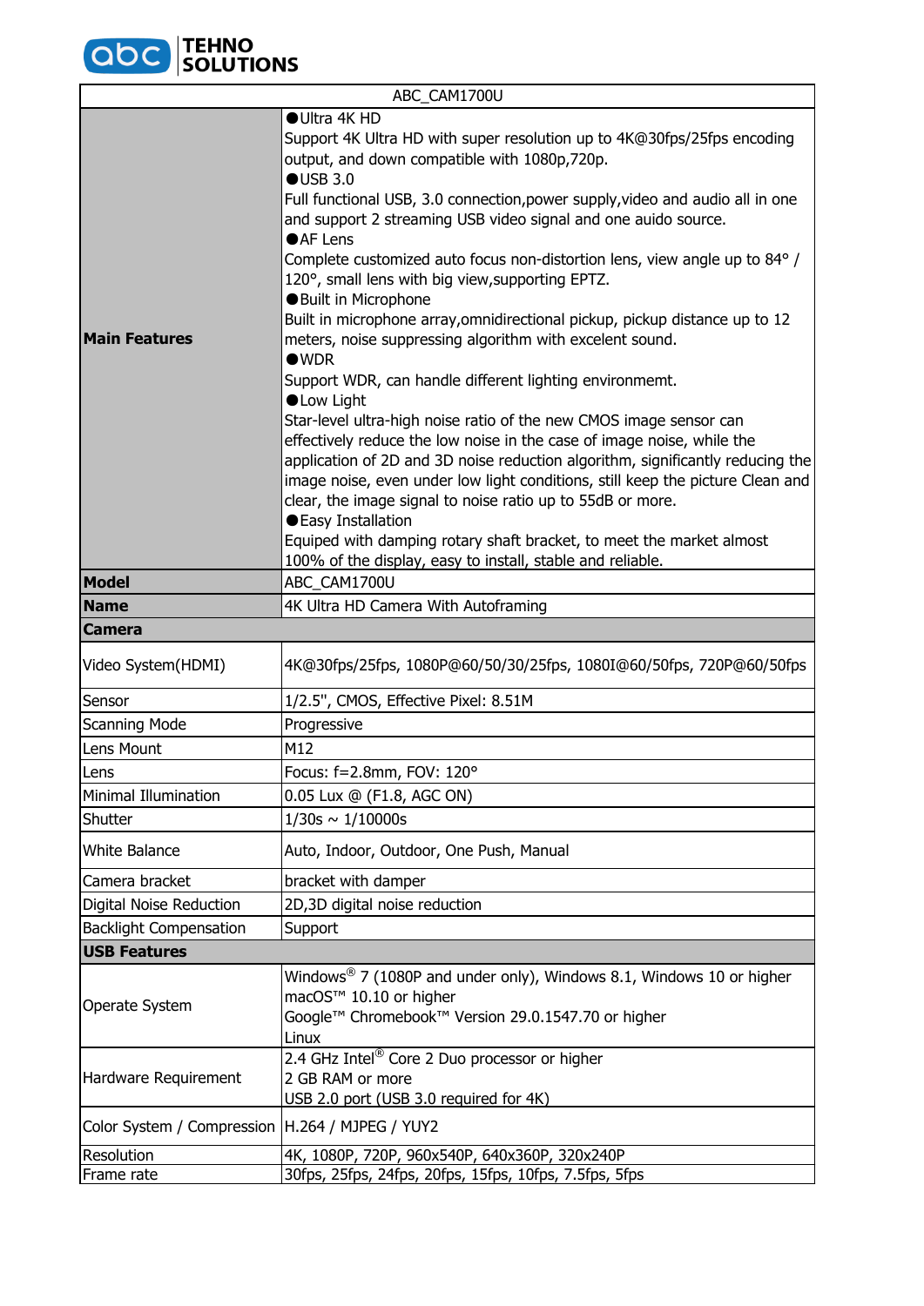**abc TEHNO SOLUTIONS**

| ABC_CAM1700U | |
|---|---|
| **Main Features** | ●Ultra 4K HD<br>Support 4K Ultra HD with super resolution up to 4K@30fps/25fps encoding output, and down compatible with 1080p,720p.<br>●USB 3.0<br>Full functional USB, 3.0 connection,power supply,video and audio all in one and support 2 streaming USB video signal and one auido source.<br>●AF Lens<br>Complete customized auto focus non-distortion lens, view angle up to 84° / 120°, small lens with big view,supporting EPTZ.<br>●Built in Microphone<br>Built in microphone array,omnidirectional pickup, pickup distance up to 12 meters, noise suppressing algorithm with excelent sound.<br>●WDR<br>Support WDR, can handle different lighting environmemt.<br>●Low Light<br>Star-level ultra-high noise ratio of the new CMOS image sensor can effectively reduce the low noise in the case of image noise, while the application of 2D and 3D noise reduction algorithm, significantly reducing the image noise, even under low light conditions, still keep the picture Clean and clear, the image signal to noise ratio up to 55dB or more.<br>●Easy Installation<br>Equiped with damping rotary shaft bracket, to meet the market almost 100% of the display, easy to install, stable and reliable. |
| **Model** | ABC_CAM1700U |
| **Name** | 4K Ultra HD Camera With Autoframing |
| **Camera** | |
| Video System(HDMI) | 4K@30fps/25fps, 1080P@60/50/30/25fps, 1080I@60/50fps, 720P@60/50fps |
| Sensor | 1/2.5", CMOS, Effective Pixel: 8.51M |
| Scanning Mode | Progressive |
| Lens Mount | M12 |
| Lens | Focus: f=2.8mm, FOV: 120° |
| Minimal Illumination | 0.05 Lux @ (F1.8, AGC ON) |
| Shutter | 1/30s ~ 1/10000s |
| White Balance | Auto, Indoor, Outdoor, One Push, Manual |
| Camera bracket | bracket with damper |
| Digital Noise Reduction | 2D,3D digital noise reduction |
| Backlight Compensation | Support |
| **USB Features** | |
| Operate System | Windows® 7 (1080P and under only), Windows 8.1, Windows 10 or higher<br>macOS™ 10.10 or higher<br>Google™ Chromebook™ Version 29.0.1547.70 or higher<br>Linux |
| Hardware Requirement | 2.4 GHz Intel® Core 2 Duo processor or higher<br>2 GB RAM or more<br>USB 2.0 port (USB 3.0 required for 4K) |
| Color System / Compression | H.264 / MJPEG / YUY2 |
| Resolution | 4K, 1080P, 720P, 960x540P, 640x360P, 320x240P |
| Frame rate | 30fps, 25fps, 24fps, 20fps, 15fps, 10fps, 7.5fps, 5fps |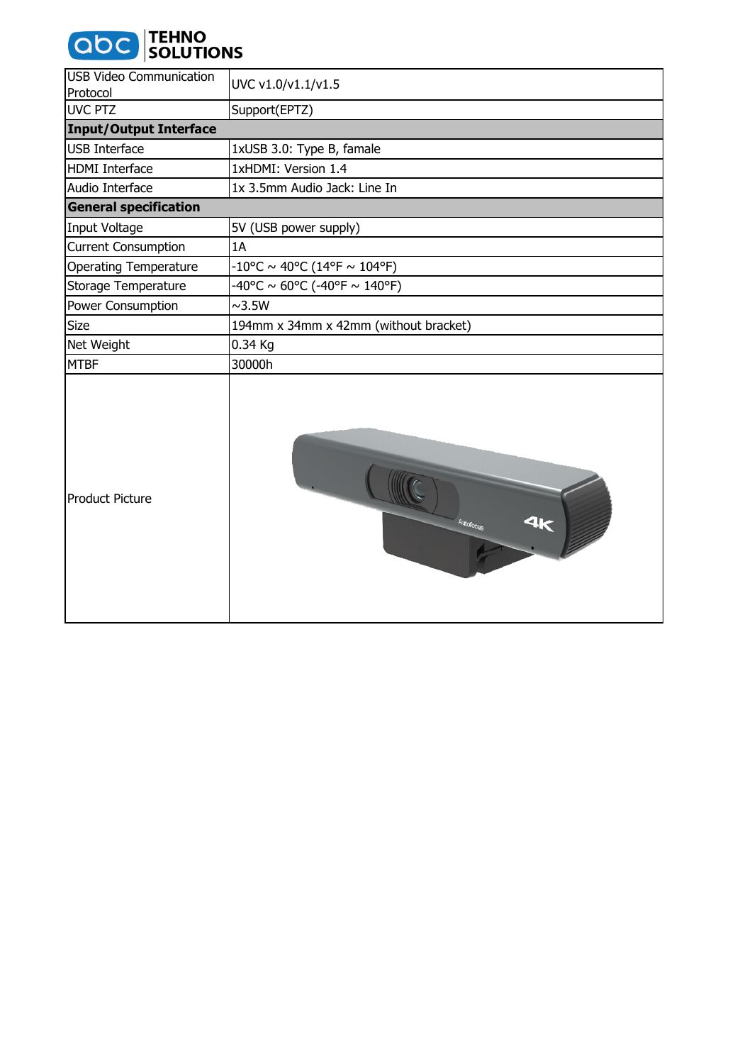| | |
|---|---|
| USB Video Communication Protocol | UVC v1.0/v1.1/v1.5 |
| UVC PTZ | Support(EPTZ) |
| **Input/Output Interface** | |
| USB Interface | 1xUSB 3.0: Type B, famale |
| HDMI Interface | 1xHDMI: Version 1.4 |
| Audio Interface | 1x 3.5mm Audio Jack: Line In |
| **General specification** | |
| Input Voltage | 5V (USB power supply) |
| Current Consumption | 1A |
| Operating Temperature | -10°C ~ 40°C (14°F ~ 104°F) |
| Storage Temperature | -40°C ~ 60°C (-40°F ~ 140°F) |
| Power Consumption | ~3.5W |
| Size | 194mm x 34mm x 42mm (without bracket) |
| Net Weight | 0.34 Kg |
| MTBF | 30000h |
| Product Picture | |